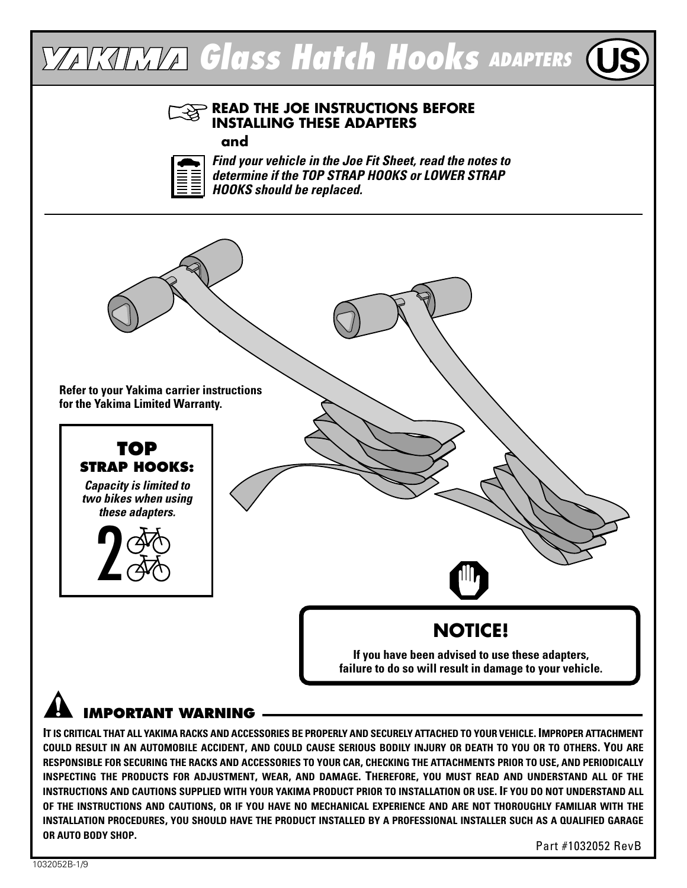# YAKIMA Glass Hatch Hooks ADAPTERS (US)

**READ THE JOE INSTRUCTIONS BEFORE INSTALLING THESE ADAPTERS**

**and**

***Find your vehicle in the Joe Fit Sheet, read the notes to determine if the TOP STRAP HOOKS or LOWER STRAP HOOKS should be replaced.***

**Refer to your Yakima carrier instructions for the Yakima Limited Warranty.**

## TOP

**STRAP HOOKS:**

***Capacity is limited to two bikes when using these adapters.***

2

## NOTICE!

**If you have been advised to use these adapters, failure to do so will result in damage to your vehicle.**

## IMPORTANT WARNING

**IT IS CRITICAL THAT ALL YAKIMA RACKS AND ACCESSORIES BE PROPERLY AND SECURELY ATTACHED TO YOUR VEHICLE. IMPROPER ATTACHMENT COULD RESULT IN AN AUTOMOBILE ACCIDENT, AND COULD CAUSE SERIOUS BODILY INJURY OR DEATH TO YOU OR TO OTHERS. YOU ARE RESPONSIBLE FOR SECURING THE RACKS AND ACCESSORIES TO YOUR CAR, CHECKING THE ATTACHMENTS PRIOR TO USE, AND PERIODICALLY INSPECTING THE PRODUCTS FOR ADJUSTMENT, WEAR, AND DAMAGE. THEREFORE, YOU MUST READ AND UNDERSTAND ALL OF THE INSTRUCTIONS AND CAUTIONS SUPPLIED WITH YOUR YAKIMA PRODUCT PRIOR TO INSTALLATION OR USE. IF YOU DO NOT UNDERSTAND ALL OF THE INSTRUCTIONS AND CAUTIONS, OR IF YOU HAVE NO MECHANICAL EXPERIENCE AND ARE NOT THOROUGHLY FAMILIAR WITH THE INSTALLATION PROCEDURES, YOU SHOULD HAVE THE PRODUCT INSTALLED BY A PROFESSIONAL INSTALLER SUCH AS A QUALIFIED GARAGE OR AUTO BODY SHOP.**

Part #1032052 RevB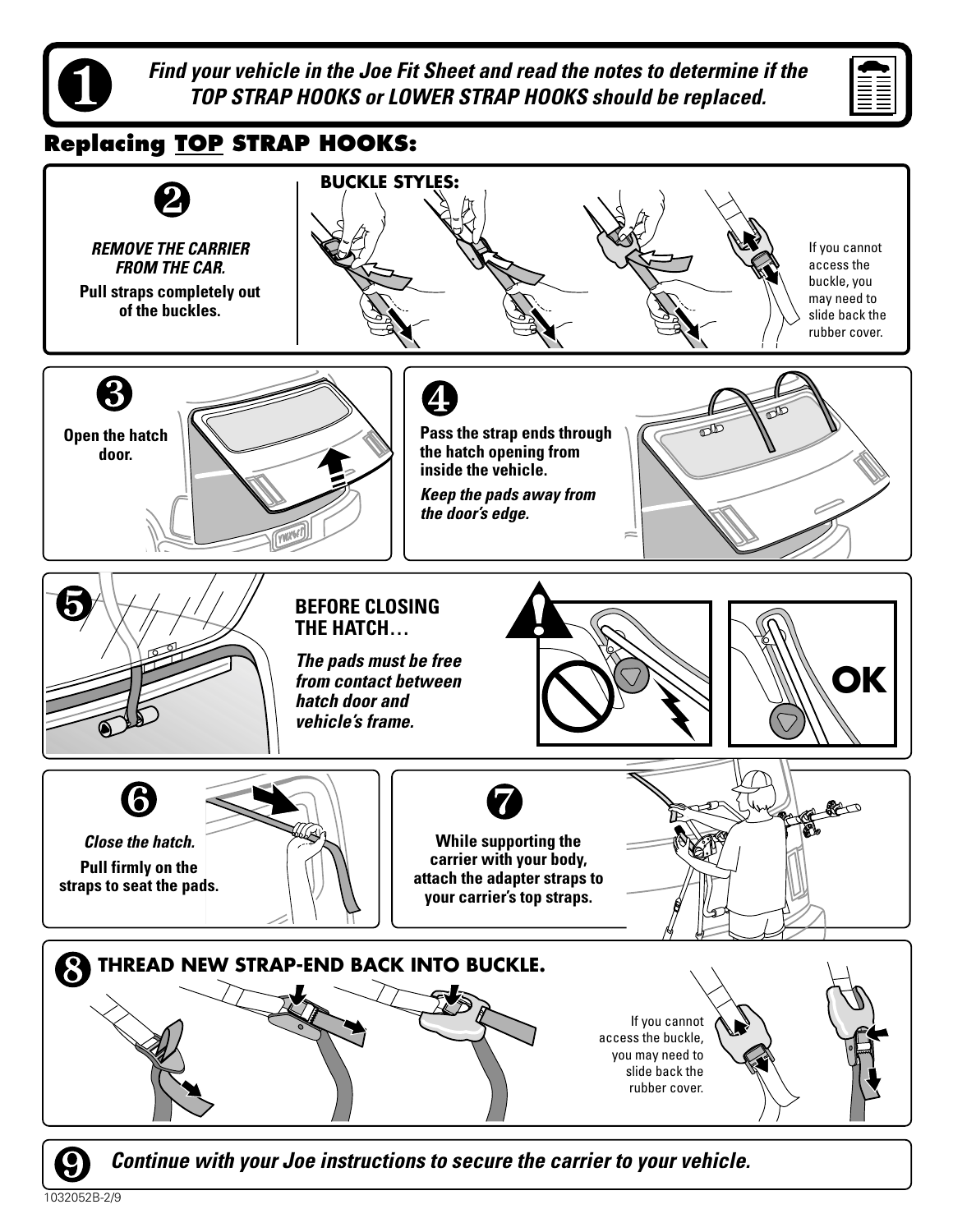**1** ***Find your vehicle in the Joe Fit Sheet and read the notes to determine if the TOP STRAP HOOKS or LOWER STRAP HOOKS should be replaced.***

## Replacing TOP STRAP HOOKS:

**2**

***REMOVE THE CARRIER FROM THE CAR.***

**Pull straps completely out of the buckles.**

**BUCKLE STYLES:**

If you cannot access the buckle, you may need to slide back the rubber cover.

**3**

**Open the hatch door.**

**4**

**Pass the strap ends through the hatch opening from inside the vehicle.**

***Keep the pads away from the door's edge.***

**5**

**BEFORE CLOSING THE HATCH…**

***The pads must be free from contact between hatch door and vehicle's frame.***

**OK**

**6**

***Close the hatch.***

**Pull firmly on the straps to seat the pads.**

**7**

**While supporting the carrier with your body, attach the adapter straps to your carrier's top straps.**

**8** **THREAD NEW STRAP-END BACK INTO BUCKLE.**

If you cannot access the buckle, you may need to slide back the rubber cover.

**9** ***Continue with your Joe instructions to secure the carrier to your vehicle.***

1032052B-2/9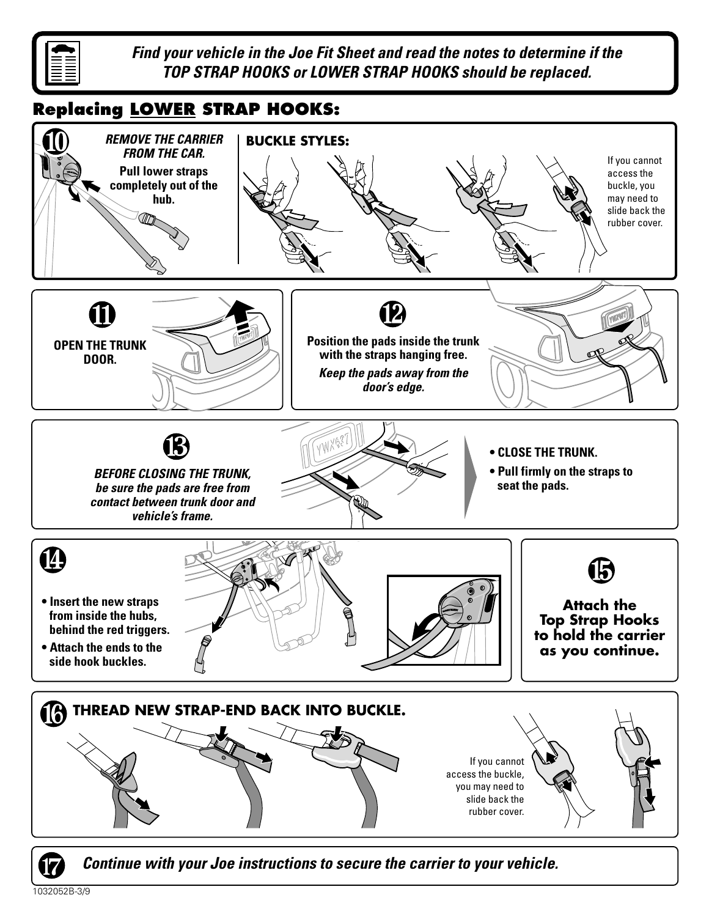*Find your vehicle in the Joe Fit Sheet and read the notes to determine if the TOP STRAP HOOKS or LOWER STRAP HOOKS should be replaced.*

## Replacing LOWER STRAP HOOKS:

**10** *REMOVE THE CARRIER FROM THE CAR.*

**Pull lower straps completely out of the hub.**

**BUCKLE STYLES:**

If you cannot access the buckle, you may need to slide back the rubber cover.

**11** **OPEN THE TRUNK DOOR.**

**12** **Position the pads inside the trunk with the straps hanging free.**

***Keep the pads away from the door's edge.***

**13** ***BEFORE CLOSING THE TRUNK, be sure the pads are free from contact between trunk door and vehicle's frame.***

- **CLOSE THE TRUNK.**
- **Pull firmly on the straps to seat the pads.**

**14**

- **Insert the new straps from inside the hubs, behind the red triggers.**
- **Attach the ends to the side hook buckles.**

**15** **Attach the Top Strap Hooks to hold the carrier as you continue.**

**16** **THREAD NEW STRAP-END BACK INTO BUCKLE.**

If you cannot access the buckle, you may need to slide back the rubber cover.

**17** ***Continue with your Joe instructions to secure the carrier to your vehicle.***

1032052B-3/9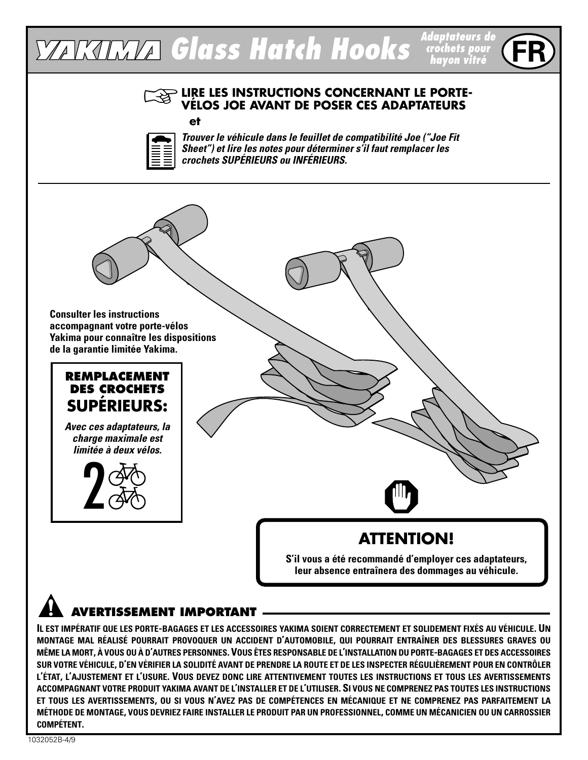# YAKIMA Glass Hatch Hooks

*Adaptateurs de crochets pour hayon vitré*

**FR**

**LIRE LES INSTRUCTIONS CONCERNANT LE PORTE-VÉLOS JOE AVANT DE POSER CES ADAPTATEURS**

**et**

***Trouver le véhicule dans le feuillet de compatibilité Joe ("Joe Fit Sheet") et lire les notes pour déterminer s'il faut remplacer les crochets SUPÉRIEURS ou INFÉRIEURS.***

**Consulter les instructions accompagnant votre porte-vélos Yakima pour connaître les dispositions de la garantie limitée Yakima.**

## REMPLACEMENT DES CROCHETS SUPÉRIEURS:

***Avec ces adaptateurs, la charge maximale est limitée à deux vélos.***

**2**

## ATTENTION!

**S'il vous a été recommandé d'employer ces adaptateurs, leur absence entraînera des dommages au véhicule.**

## AVERTISSEMENT IMPORTANT

**IL EST IMPÉRATIF QUE LES PORTE-BAGAGES ET LES ACCESSOIRES YAKIMA SOIENT CORRECTEMENT ET SOLIDEMENT FIXÉS AU VÉHICULE. UN MONTAGE MAL RÉALISÉ POURRAIT PROVOQUER UN ACCIDENT D'AUTOMOBILE, QUI POURRAIT ENTRAÎNER DES BLESSURES GRAVES OU MÊME LA MORT, À VOUS OU À D'AUTRES PERSONNES. VOUS ÊTES RESPONSABLE DE L'INSTALLATION DU PORTE-BAGAGES ET DES ACCESSOIRES SUR VOTRE VÉHICULE, D'EN VÉRIFIER LA SOLIDITÉ AVANT DE PRENDRE LA ROUTE ET DE LES INSPECTER RÉGULIÈREMENT POUR EN CONTRÔLER L'ÉTAT, L'AJUSTEMENT ET L'USURE. VOUS DEVEZ DONC LIRE ATTENTIVEMENT TOUTES LES INSTRUCTIONS ET TOUS LES AVERTISSEMENTS ACCOMPAGNANT VOTRE PRODUIT YAKIMA AVANT DE L'INSTALLER ET DE L'UTILISER. SI VOUS NE COMPRENEZ PAS TOUTES LES INSTRUCTIONS ET TOUS LES AVERTISSEMENTS, OU SI VOUS N'AVEZ PAS DE COMPÉTENCES EN MÉCANIQUE ET NE COMPRENEZ PAS PARFAITEMENT LA MÉTHODE DE MONTAGE, VOUS DEVRIEZ FAIRE INSTALLER LE PRODUIT PAR UN PROFESSIONNEL, COMME UN MÉCANICIEN OU UN CARROSSIER COMPÉTENT.**

1032052B-4/9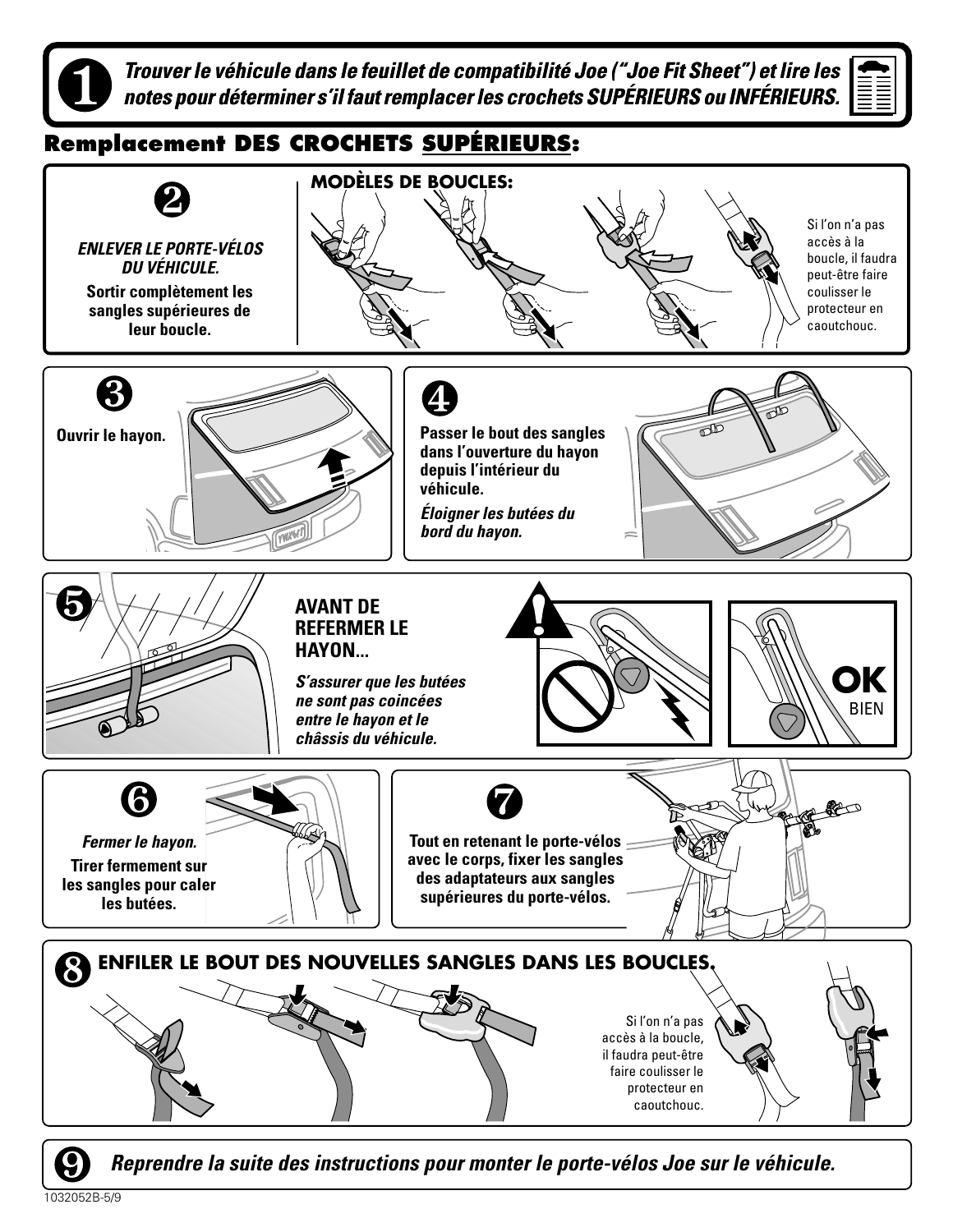**1** ***Trouver le véhicule dans le feuillet de compatibilité Joe ("Joe Fit Sheet") et lire les notes pour déterminer s'il faut remplacer les crochets SUPÉRIEURS ou INFÉRIEURS.***

## Remplacement DES CROCHETS SUPÉRIEURS:

**2**

***ENLEVER LE PORTE-VÉLOS DU VÉHICULE.***

**Sortir complètement les sangles supérieures de leur boucle.**

**MODÈLES DE BOUCLES:**

Si l'on n'a pas accès à la boucle, il faudra peut-être faire coulisser le protecteur en caoutchouc.

**3**

**Ouvrir le hayon.**

**4**

**Passer le bout des sangles dans l'ouverture du hayon depuis l'intérieur du véhicule.**

***Éloigner les butées du bord du hayon.***

**5**

**AVANT DE REFERMER LE HAYON...**

***S'assurer que les butées ne sont pas coincées entre le hayon et le châssis du véhicule.***

**OK**
BIEN

**6**

***Fermer le hayon.***

**Tirer fermement sur les sangles pour caler les butées.**

**7**

**Tout en retenant le porte-vélos avec le corps, fixer les sangles des adaptateurs aux sangles supérieures du porte-vélos.**

**8** **ENFILER LE BOUT DES NOUVELLES SANGLES DANS LES BOUCLES.**

Si l'on n'a pas accès à la boucle, il faudra peut-être faire coulisser le protecteur en caoutchouc.

**9** ***Reprendre la suite des instructions pour monter le porte-vélos Joe sur le véhicule.***

1032052B-5/9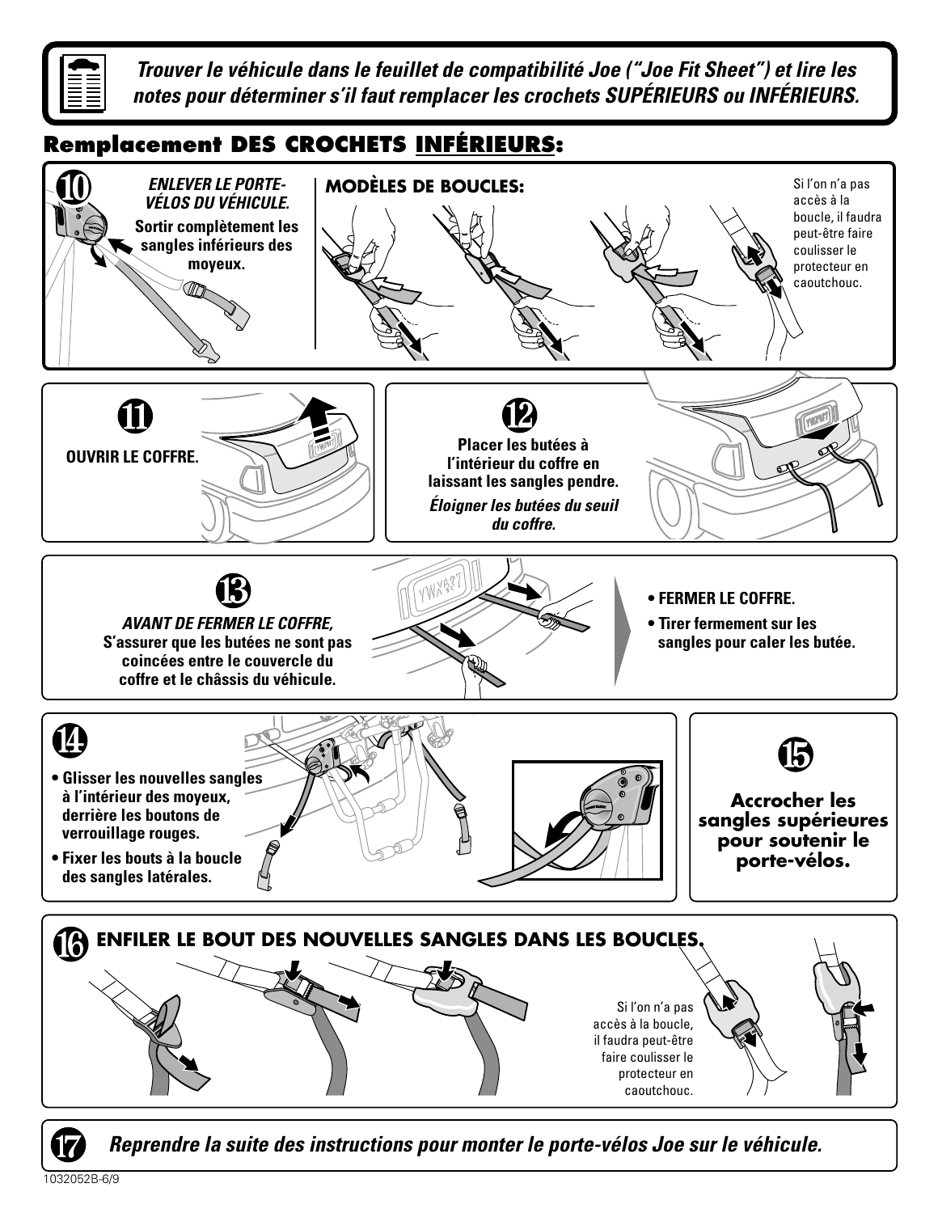***Trouver le véhicule dans le feuillet de compatibilité Joe ("Joe Fit Sheet") et lire les notes pour déterminer s'il faut remplacer les crochets SUPÉRIEURS ou INFÉRIEURS.***

## Remplacement DES CROCHETS INFÉRIEURS:

**10** ***ENLEVER LE PORTE-VÉLOS DU VÉHICULE.***

**Sortir complètement les sangles inférieurs des moyeux.**

**MODÈLES DE BOUCLES:**

Si l'on n'a pas accès à la boucle, il faudra peut-être faire coulisser le protecteur en caoutchouc.

**11** **OUVRIR LE COFFRE.**

**12** **Placer les butées à l'intérieur du coffre en laissant les sangles pendre.**

***Éloigner les butées du seuil du coffre.***

**13** ***AVANT DE FERMER LE COFFRE,***

**S'assurer que les butées ne sont pas coincées entre le couvercle du coffre et le châssis du véhicule.**

- **FERMER LE COFFRE.**
- **Tirer fermement sur les sangles pour caler les butée.**

**14**

- **Glisser les nouvelles sangles à l'intérieur des moyeux, derrière les boutons de verrouillage rouges.**
- **Fixer les bouts à la boucle des sangles latérales.**

**15** **Accrocher les sangles supérieures pour soutenir le porte-vélos.**

**16** **ENFILER LE BOUT DES NOUVELLES SANGLES DANS LES BOUCLES.**

Si l'on n'a pas accès à la boucle, il faudra peut-être faire coulisser le protecteur en caoutchouc.

**17** ***Reprendre la suite des instructions pour monter le porte-vélos Joe sur le véhicule.***

1032052B-6/9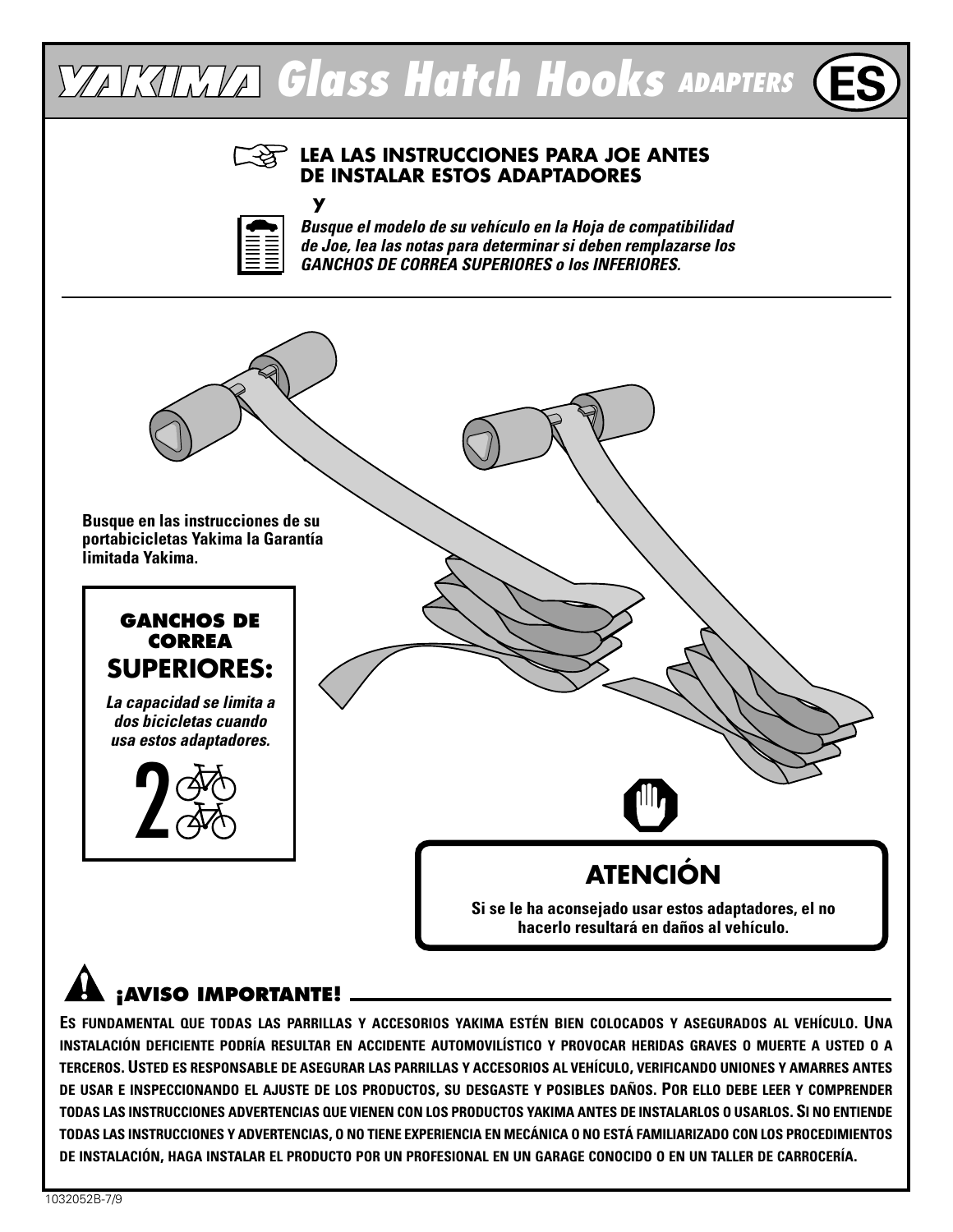# YAKIMA Glass Hatch Hooks ADAPTERS (ES)

**LEA LAS INSTRUCCIONES PARA JOE ANTES DE INSTALAR ESTOS ADAPTADORES**

**y**

***Busque el modelo de su vehículo en la Hoja de compatibilidad de Joe, lea las notas para determinar si deben remplazarse los GANCHOS DE CORREA SUPERIORES o los INFERIORES.***

---

**Busque en las instrucciones de su portabicicletas Yakima la Garantía limitada Yakima.**

**GANCHOS DE CORREA**
## SUPERIORES:

***La capacidad se limita a dos bicicletas cuando usa estos adaptadores.***

**2**

## ATENCIÓN

**Si se le ha aconsejado usar estos adaptadores, el no hacerlo resultará en daños al vehículo.**

## ¡AVISO IMPORTANTE!

**ES FUNDAMENTAL QUE TODAS LAS PARRILLAS Y ACCESORIOS YAKIMA ESTÉN BIEN COLOCADOS Y ASEGURADOS AL VEHÍCULO. UNA INSTALACIÓN DEFICIENTE PODRÍA RESULTAR EN ACCIDENTE AUTOMOVILÍSTICO Y PROVOCAR HERIDAS GRAVES O MUERTE A USTED O A TERCEROS. USTED ES RESPONSABLE DE ASEGURAR LAS PARRILLAS Y ACCESORIOS AL VEHÍCULO, VERIFICANDO UNIONES Y AMARRES ANTES DE USAR E INSPECCIONANDO EL AJUSTE DE LOS PRODUCTOS, SU DESGASTE Y POSIBLES DAÑOS. POR ELLO DEBE LEER Y COMPRENDER TODAS LAS INSTRUCCIONES ADVERTENCIAS QUE VIENEN CON LOS PRODUCTOS YAKIMA ANTES DE INSTALARLOS O USARLOS. SI NO ENTIENDE TODAS LAS INSTRUCCIONES Y ADVERTENCIAS, O NO TIENE EXPERIENCIA EN MECÁNICA O NO ESTÁ FAMILIARIZADO CON LOS PROCEDIMIENTOS DE INSTALACIÓN, HAGA INSTALAR EL PRODUCTO POR UN PROFESIONAL EN UN GARAGE CONOCIDO O EN UN TALLER DE CARROCERÍA.**

1032052B-7/9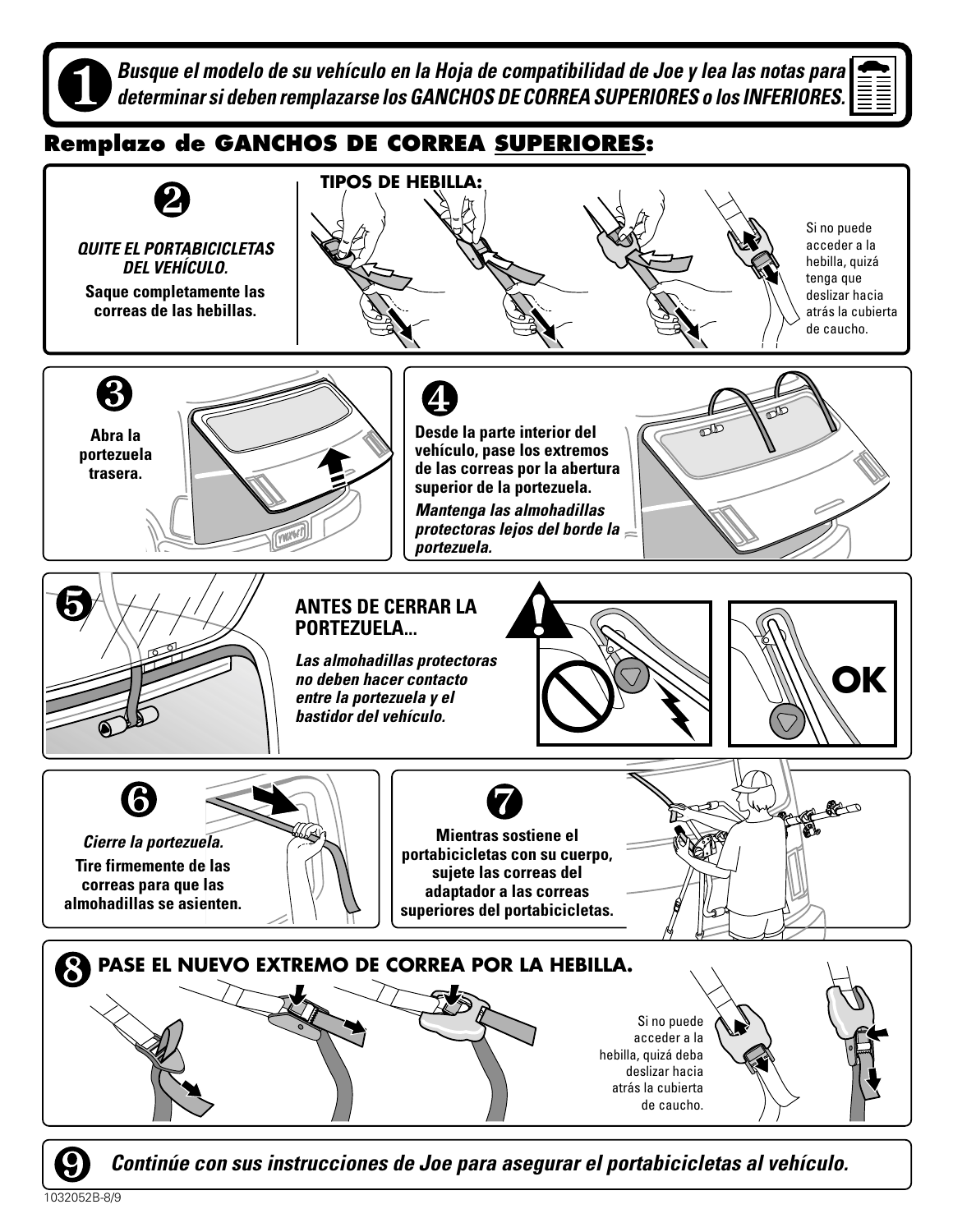**1** ***Busque el modelo de su vehículo en la Hoja de compatibilidad de Joe y lea las notas para determinar si deben remplazarse los GANCHOS DE CORREA SUPERIORES o los INFERIORES.***

## Remplazo de GANCHOS DE CORREA SUPERIORES:

**2**

***QUITE EL PORTABICICLETAS DEL VEHÍCULO.***

**Saque completamente las correas de las hebillas.**

**TIPOS DE HEBILLA:**

Si no puede acceder a la hebilla, quizá tenga que deslizar hacia atrás la cubierta de caucho.

**3**

**Abra la portezuela trasera.**

**4**

**Desde la parte interior del vehículo, pase los extremos de las correas por la abertura superior de la portezuela.**

***Mantenga las almohadillas protectoras lejos del borde la portezuela.***

**5**

**ANTES DE CERRAR LA PORTEZUELA...**

***Las almohadillas protectoras no deben hacer contacto entre la portezuela y el bastidor del vehículo.***

**OK**

**6**

***Cierre la portezuela.***

**Tire firmemente de las correas para que las almohadillas se asienten.**

**7**

**Mientras sostiene el portabicicletas con su cuerpo, sujete las correas del adaptador a las correas superiores del portabicicletas.**

**8** **PASE EL NUEVO EXTREMO DE CORREA POR LA HEBILLA.**

Si no puede acceder a la hebilla, quizá deba deslizar hacia atrás la cubierta de caucho.

**9** ***Continúe con sus instrucciones de Joe para asegurar el portabicicletas al vehículo.***

1032052B-8/9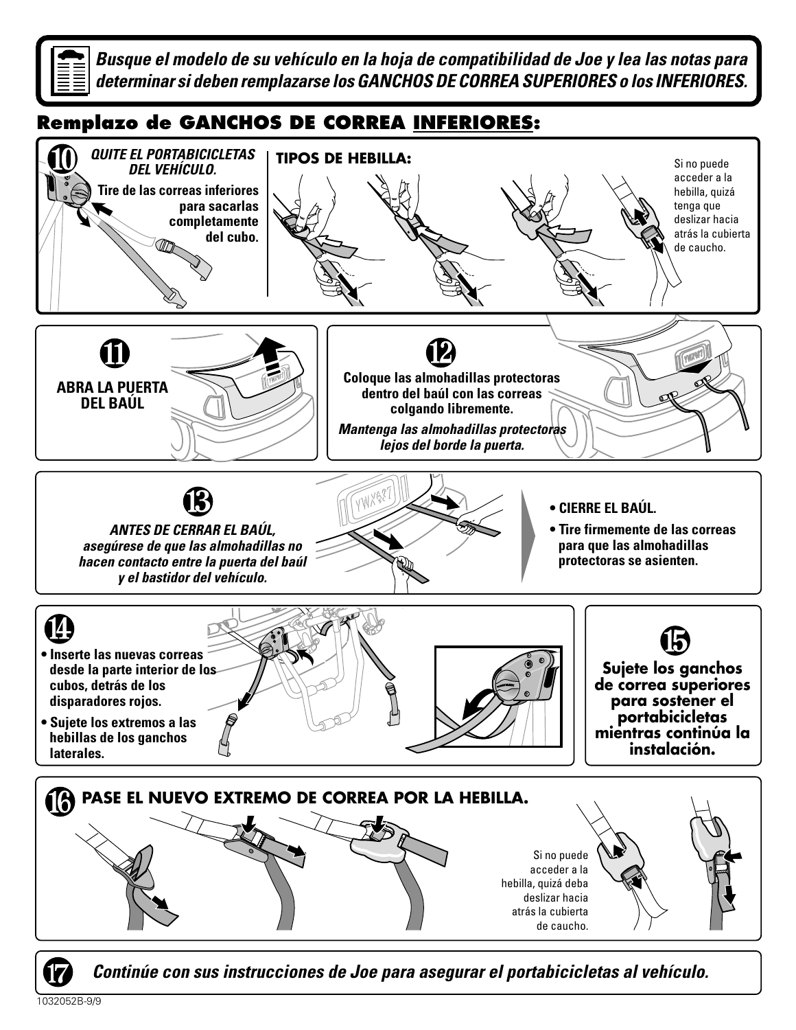***Busque el modelo de su vehículo en la hoja de compatibilidad de Joe y lea las notas para determinar si deben remplazarse los GANCHOS DE CORREA SUPERIORES o los INFERIORES.***

## Remplazo de GANCHOS DE CORREA INFERIORES:

**10**

***QUITE EL PORTABICICLETAS DEL VEHÍCULO.***

**Tire de las correas inferiores para sacarlas completamente del cubo.**

**TIPOS DE HEBILLA:**

Si no puede acceder a la hebilla, quizá tenga que deslizar hacia atrás la cubierta de caucho.

**11**

**ABRA LA PUERTA DEL BAÚL**

**12**

**Coloque las almohadillas protectoras dentro del baúl con las correas colgando libremente.**

***Mantenga las almohadillas protectoras lejos del borde la puerta.***

**13**

***ANTES DE CERRAR EL BAÚL, asegúrese de que las almohadillas no hacen contacto entre la puerta del baúl y el bastidor del vehículo.***

- **CIERRE EL BAÚL.**
- **Tire firmemente de las correas para que las almohadillas protectoras se asienten.**

**14**

- **Inserte las nuevas correas desde la parte interior de los cubos, detrás de los disparadores rojos.**
- **Sujete los extremos a las hebillas de los ganchos laterales.**

**15**

**Sujete los ganchos de correa superiores para sostener el portabicicletas mientras continúa la instalación.**

**16** **PASE EL NUEVO EXTREMO DE CORREA POR LA HEBILLA.**

Si no puede acceder a la hebilla, quizá deba deslizar hacia atrás la cubierta de caucho.

**17** ***Continúe con sus instrucciones de Joe para asegurar el portabicicletas al vehículo.***

1032052B-9/9